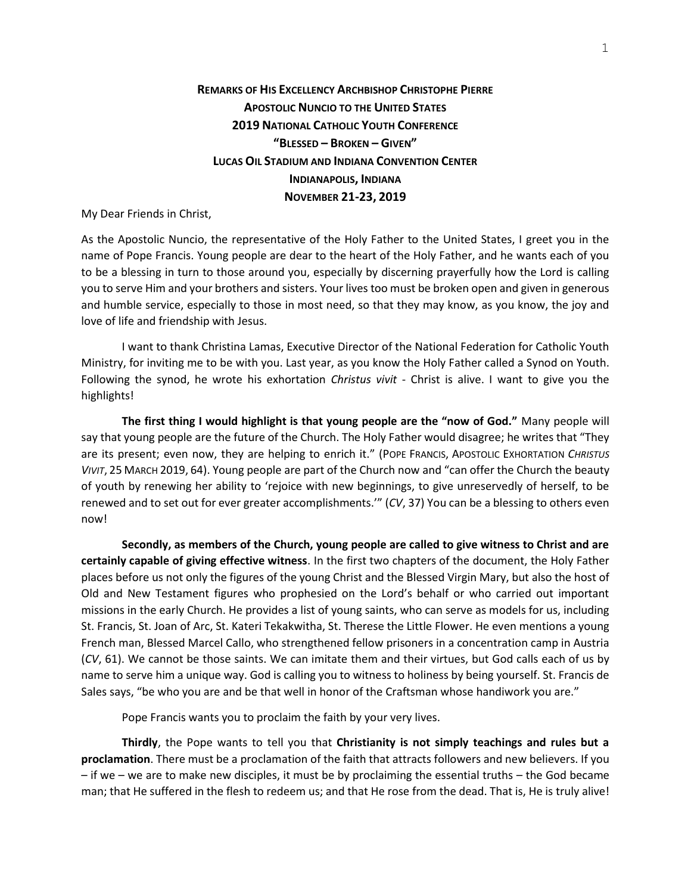**REMARKS OF HIS EXCELLENCY ARCHBISHOP CHRISTOPHE PIERRE**
**APOSTOLIC NUNCIO TO THE UNITED STATES**
**2019 NATIONAL CATHOLIC YOUTH CONFERENCE**
**"BLESSED – BROKEN – GIVEN"**
**LUCAS OIL STADIUM AND INDIANA CONVENTION CENTER**
**INDIANAPOLIS, INDIANA**
**NOVEMBER 21-23, 2019**

My Dear Friends in Christ,

As the Apostolic Nuncio, the representative of the Holy Father to the United States, I greet you in the name of Pope Francis. Young people are dear to the heart of the Holy Father, and he wants each of you to be a blessing in turn to those around you, especially by discerning prayerfully how the Lord is calling you to serve Him and your brothers and sisters. Your lives too must be broken open and given in generous and humble service, especially to those in most need, so that they may know, as you know, the joy and love of life and friendship with Jesus.

I want to thank Christina Lamas, Executive Director of the National Federation for Catholic Youth Ministry, for inviting me to be with you. Last year, as you know the Holy Father called a Synod on Youth. Following the synod, he wrote his exhortation *Christus vivit* - Christ is alive. I want to give you the highlights!

**The first thing I would highlight is that young people are the "now of God."** Many people will say that young people are the future of the Church. The Holy Father would disagree; he writes that "They are its present; even now, they are helping to enrich it." (POPE FRANCIS, APOSTOLIC EXHORTATION *CHRISTUS VIVIT*, 25 MARCH 2019, 64). Young people are part of the Church now and "can offer the Church the beauty of youth by renewing her ability to 'rejoice with new beginnings, to give unreservedly of herself, to be renewed and to set out for ever greater accomplishments.'" (*CV*, 37) You can be a blessing to others even now!

**Secondly, as members of the Church, young people are called to give witness to Christ and are certainly capable of giving effective witness**. In the first two chapters of the document, the Holy Father places before us not only the figures of the young Christ and the Blessed Virgin Mary, but also the host of Old and New Testament figures who prophesied on the Lord's behalf or who carried out important missions in the early Church. He provides a list of young saints, who can serve as models for us, including St. Francis, St. Joan of Arc, St. Kateri Tekakwitha, St. Therese the Little Flower. He even mentions a young French man, Blessed Marcel Callo, who strengthened fellow prisoners in a concentration camp in Austria (*CV*, 61). We cannot be those saints. We can imitate them and their virtues, but God calls each of us by name to serve him a unique way. God is calling you to witness to holiness by being yourself. St. Francis de Sales says, "be who you are and be that well in honor of the Craftsman whose handiwork you are."

Pope Francis wants you to proclaim the faith by your very lives.

**Thirdly**, the Pope wants to tell you that **Christianity is not simply teachings and rules but a proclamation**. There must be a proclamation of the faith that attracts followers and new believers. If you – if we – we are to make new disciples, it must be by proclaiming the essential truths – the God became man; that He suffered in the flesh to redeem us; and that He rose from the dead. That is, He is truly alive!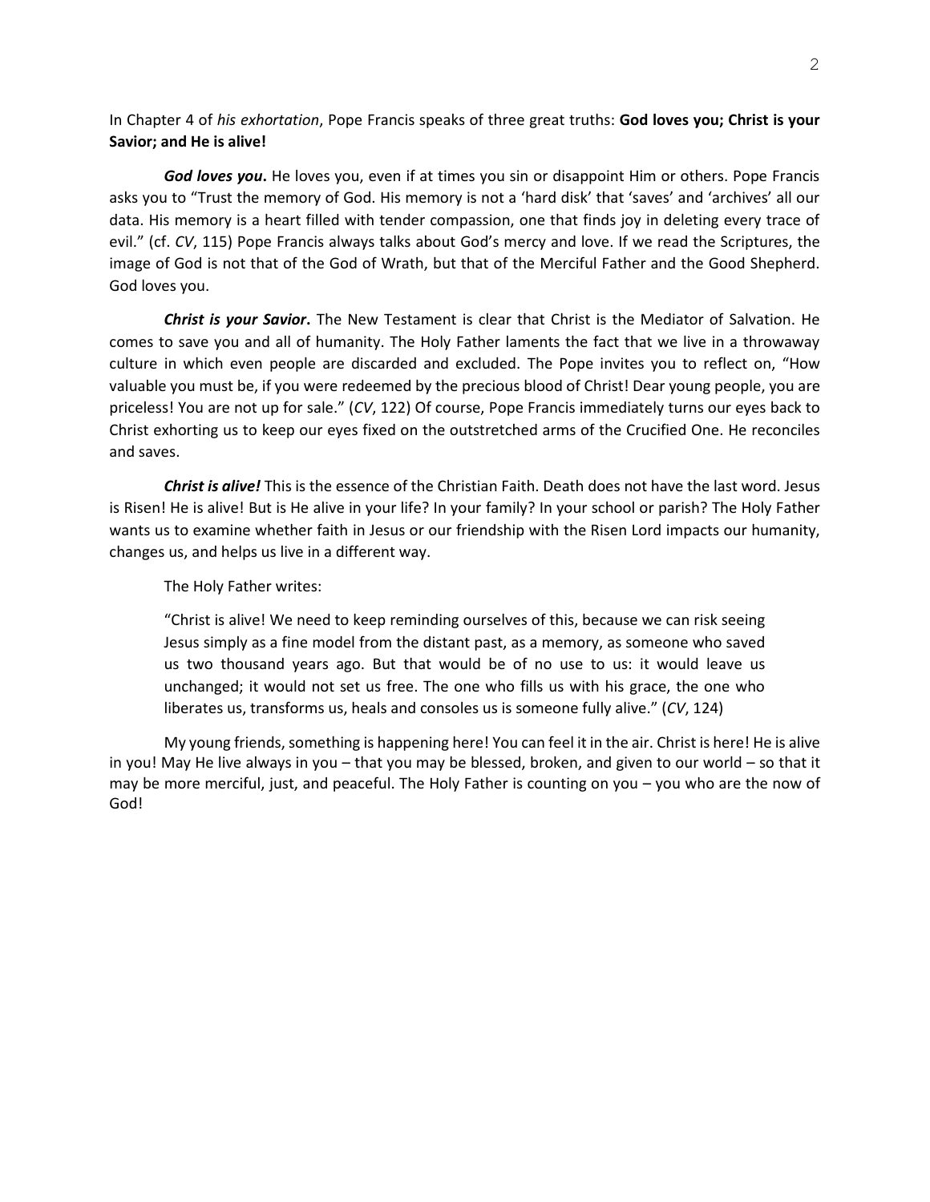In Chapter 4 of *his exhortation*, Pope Francis speaks of three great truths: **God loves you; Christ is your Savior; and He is alive!**

***God loves you*.** He loves you, even if at times you sin or disappoint Him or others. Pope Francis asks you to "Trust the memory of God. His memory is not a 'hard disk' that 'saves' and 'archives' all our data. His memory is a heart filled with tender compassion, one that finds joy in deleting every trace of evil." (cf. *CV*, 115) Pope Francis always talks about God's mercy and love. If we read the Scriptures, the image of God is not that of the God of Wrath, but that of the Merciful Father and the Good Shepherd. God loves you.

***Christ is your Savior*.** The New Testament is clear that Christ is the Mediator of Salvation. He comes to save you and all of humanity. The Holy Father laments the fact that we live in a throwaway culture in which even people are discarded and excluded. The Pope invites you to reflect on, "How valuable you must be, if you were redeemed by the precious blood of Christ! Dear young people, you are priceless! You are not up for sale." (*CV*, 122) Of course, Pope Francis immediately turns our eyes back to Christ exhorting us to keep our eyes fixed on the outstretched arms of the Crucified One. He reconciles and saves.

***Christ is alive!*** This is the essence of the Christian Faith. Death does not have the last word. Jesus is Risen! He is alive! But is He alive in your life? In your family? In your school or parish? The Holy Father wants us to examine whether faith in Jesus or our friendship with the Risen Lord impacts our humanity, changes us, and helps us live in a different way.

The Holy Father writes:

> "Christ is alive! We need to keep reminding ourselves of this, because we can risk seeing Jesus simply as a fine model from the distant past, as a memory, as someone who saved us two thousand years ago. But that would be of no use to us: it would leave us unchanged; it would not set us free. The one who fills us with his grace, the one who liberates us, transforms us, heals and consoles us is someone fully alive." (*CV*, 124)

My young friends, something is happening here! You can feel it in the air. Christ is here! He is alive in you! May He live always in you – that you may be blessed, broken, and given to our world – so that it may be more merciful, just, and peaceful. The Holy Father is counting on you – you who are the now of God!